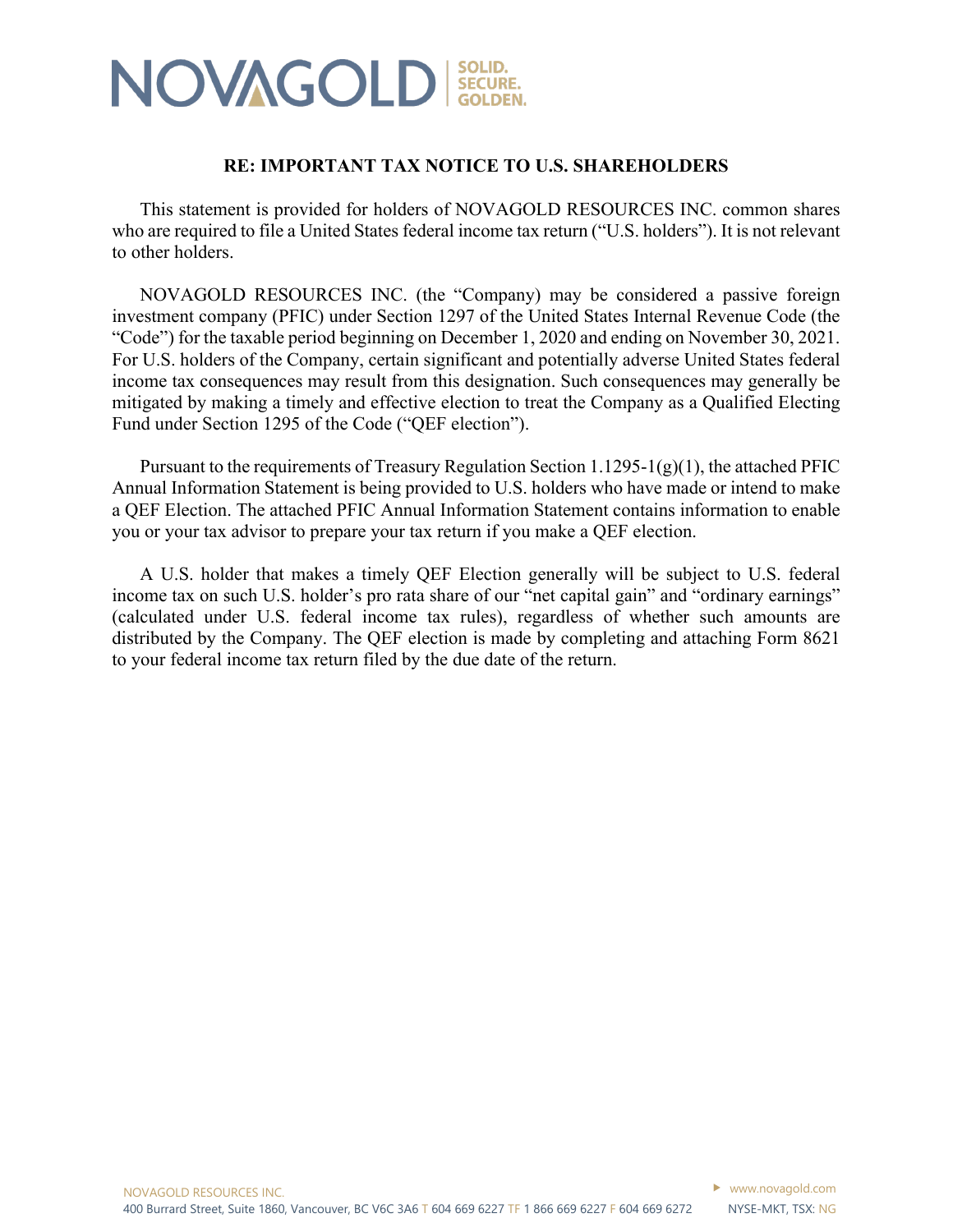# NOVAGOLD | SOLID. SECURE. GOLDEN.

**RE: IMPORTANT TAX NOTICE TO U.S. SHAREHOLDERS**

This statement is provided for holders of NOVAGOLD RESOURCES INC. common shares who are required to file a United States federal income tax return ("U.S. holders"). It is not relevant to other holders.

NOVAGOLD RESOURCES INC. (the "Company) may be considered a passive foreign investment company (PFIC) under Section 1297 of the United States Internal Revenue Code (the "Code") for the taxable period beginning on December 1, 2020 and ending on November 30, 2021. For U.S. holders of the Company, certain significant and potentially adverse United States federal income tax consequences may result from this designation. Such consequences may generally be mitigated by making a timely and effective election to treat the Company as a Qualified Electing Fund under Section 1295 of the Code ("QEF election").

Pursuant to the requirements of Treasury Regulation Section 1.1295-1(g)(1), the attached PFIC Annual Information Statement is being provided to U.S. holders who have made or intend to make a QEF Election. The attached PFIC Annual Information Statement contains information to enable you or your tax advisor to prepare your tax return if you make a QEF election.

A U.S. holder that makes a timely QEF Election generally will be subject to U.S. federal income tax on such U.S. holder's pro rata share of our "net capital gain" and "ordinary earnings" (calculated under U.S. federal income tax rules), regardless of whether such amounts are distributed by the Company. The QEF election is made by completing and attaching Form 8621 to your federal income tax return filed by the due date of the return.

NOVAGOLD RESOURCES INC.
400 Burrard Street, Suite 1860, Vancouver, BC V6C 3A6 T 604 669 6227 TF 1 866 669 6227 F 604 669 6272

www.novagold.com
NYSE-MKT, TSX: NG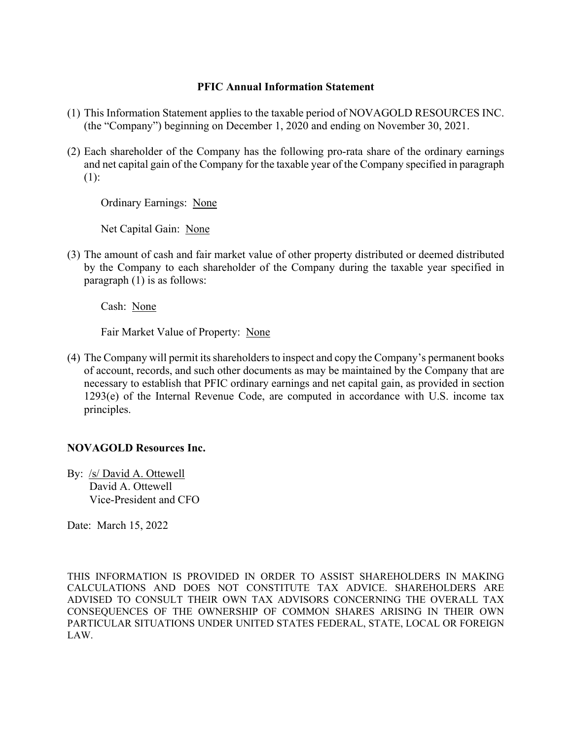# PFIC Annual Information Statement

(1) This Information Statement applies to the taxable period of NOVAGOLD RESOURCES INC. (the "Company") beginning on December 1, 2020 and ending on November 30, 2021.

(2) Each shareholder of the Company has the following pro-rata share of the ordinary earnings and net capital gain of the Company for the taxable year of the Company specified in paragraph (1):

Ordinary Earnings: None

Net Capital Gain: None

(3) The amount of cash and fair market value of other property distributed or deemed distributed by the Company to each shareholder of the Company during the taxable year specified in paragraph (1) is as follows:

Cash: None

Fair Market Value of Property: None

(4) The Company will permit its shareholders to inspect and copy the Company's permanent books of account, records, and such other documents as may be maintained by the Company that are necessary to establish that PFIC ordinary earnings and net capital gain, as provided in section 1293(e) of the Internal Revenue Code, are computed in accordance with U.S. income tax principles.

**NOVAGOLD Resources Inc.**

By: /s/ David A. Ottewell
David A. Ottewell
Vice-President and CFO

Date: March 15, 2022

THIS INFORMATION IS PROVIDED IN ORDER TO ASSIST SHAREHOLDERS IN MAKING CALCULATIONS AND DOES NOT CONSTITUTE TAX ADVICE. SHAREHOLDERS ARE ADVISED TO CONSULT THEIR OWN TAX ADVISORS CONCERNING THE OVERALL TAX CONSEQUENCES OF THE OWNERSHIP OF COMMON SHARES ARISING IN THEIR OWN PARTICULAR SITUATIONS UNDER UNITED STATES FEDERAL, STATE, LOCAL OR FOREIGN LAW.